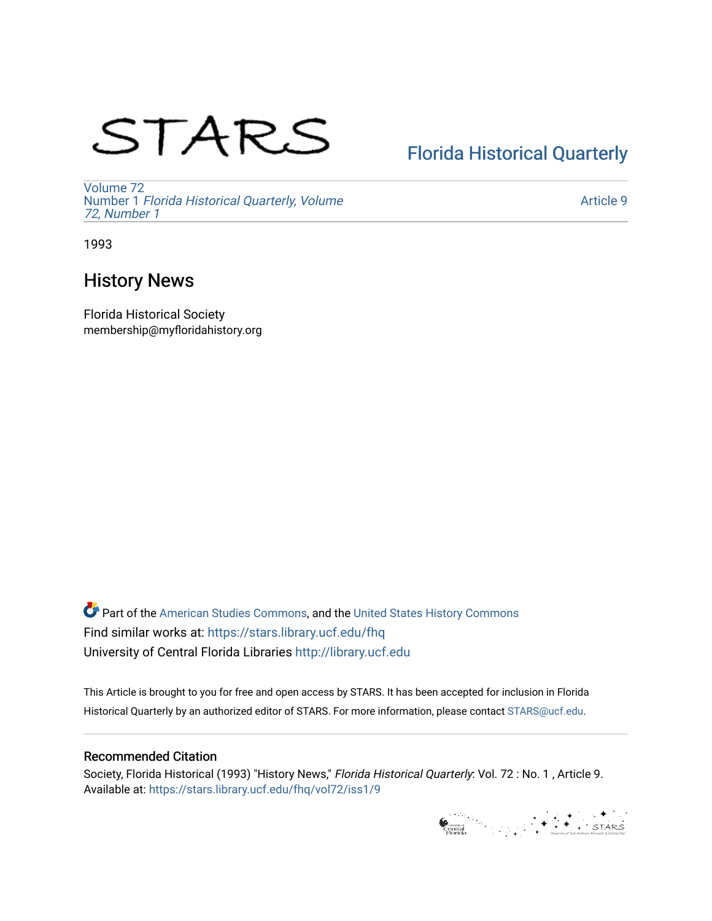# STARS

Florida Historical Quarterly

Volume 72
Number 1 *Florida Historical Quarterly, Volume 72, Number 1*

Article 9

1993

## History News

Florida Historical Society
membership@myfloridahistory.org

Part of the American Studies Commons, and the United States History Commons
Find similar works at: https://stars.library.ucf.edu/fhq
University of Central Florida Libraries http://library.ucf.edu

This Article is brought to you for free and open access by STARS. It has been accepted for inclusion in Florida Historical Quarterly by an authorized editor of STARS. For more information, please contact STARS@ucf.edu.

### Recommended Citation

Society, Florida Historical (1993) "History News," *Florida Historical Quarterly*: Vol. 72 : No. 1 , Article 9.
Available at: https://stars.library.ucf.edu/fhq/vol72/iss1/9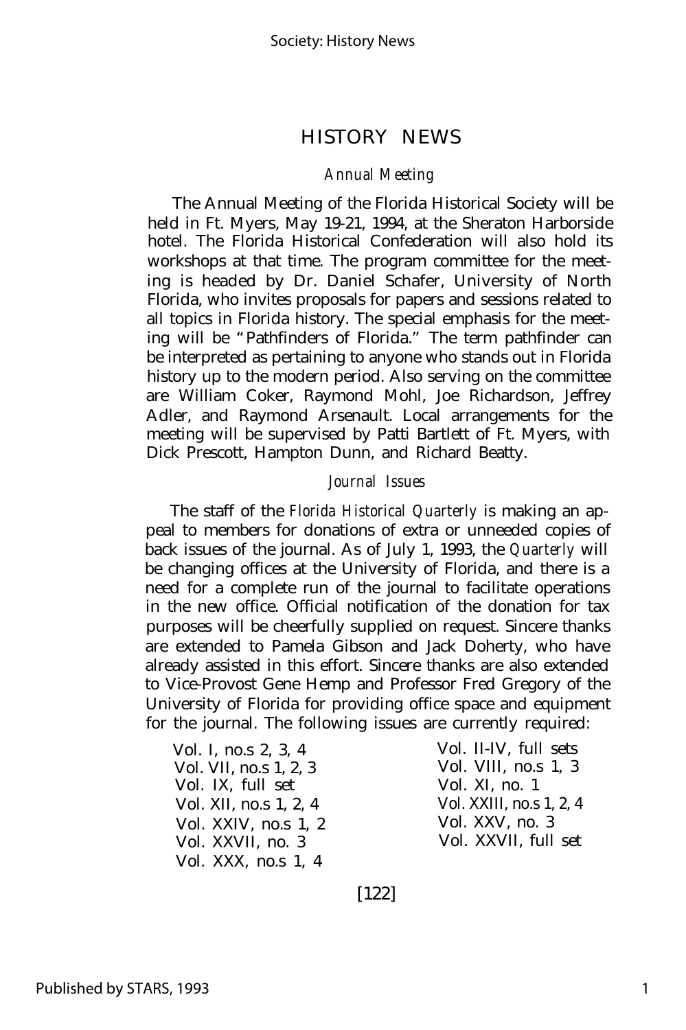# HISTORY NEWS

### *Annual Meeting*

The Annual Meeting of the Florida Historical Society will be held in Ft. Myers, May 19-21, 1994, at the Sheraton Harborside hotel. The Florida Historical Confederation will also hold its workshops at that time. The program committee for the meeting is headed by Dr. Daniel Schafer, University of North Florida, who invites proposals for papers and sessions related to all topics in Florida history. The special emphasis for the meeting will be "Pathfinders of Florida." The term pathfinder can be interpreted as pertaining to anyone who stands out in Florida history up to the modern period. Also serving on the committee are William Coker, Raymond Mohl, Joe Richardson, Jeffrey Adler, and Raymond Arsenault. Local arrangements for the meeting will be supervised by Patti Bartlett of Ft. Myers, with Dick Prescott, Hampton Dunn, and Richard Beatty.

### *Journal Issues*

The staff of the *Florida Historical Quarterly* is making an appeal to members for donations of extra or unneeded copies of back issues of the journal. As of July 1, 1993, the *Quarterly* will be changing offices at the University of Florida, and there is a need for a complete run of the journal to facilitate operations in the new office. Official notification of the donation for tax purposes will be cheerfully supplied on request. Sincere thanks are extended to Pamela Gibson and Jack Doherty, who have already assisted in this effort. Sincere thanks are also extended to Vice-Provost Gene Hemp and Professor Fred Gregory of the University of Florida for providing office space and equipment for the journal. The following issues are currently required:

- Vol. I, no.s 2, 3, 4
- Vol. II-IV, full sets
- Vol. VII, no.s 1, 2, 3
- Vol. VIII, no.s 1, 3
- Vol. IX, full set
- Vol. XI, no. 1
- Vol. XII, no.s 1, 2, 4
- Vol. XXIII, no.s 1, 2, 4
- Vol. XXIV, no.s 1, 2
- Vol. XXV, no. 3
- Vol. XXVII, no. 3
- Vol. XXVII, full set
- Vol. XXX, no.s 1, 4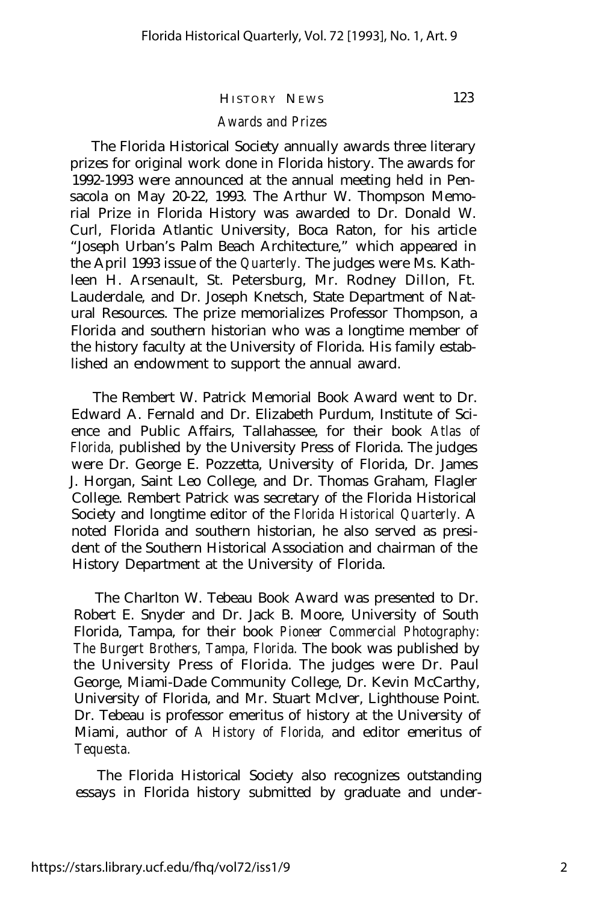## Awards and Prizes

The Florida Historical Society annually awards three literary prizes for original work done in Florida history. The awards for 1992-1993 were announced at the annual meeting held in Pensacola on May 20-22, 1993. The Arthur W. Thompson Memorial Prize in Florida History was awarded to Dr. Donald W. Curl, Florida Atlantic University, Boca Raton, for his article "Joseph Urban's Palm Beach Architecture," which appeared in the April 1993 issue of the *Quarterly.* The judges were Ms. Kathleen H. Arsenault, St. Petersburg, Mr. Rodney Dillon, Ft. Lauderdale, and Dr. Joseph Knetsch, State Department of Natural Resources. The prize memorializes Professor Thompson, a Florida and southern historian who was a longtime member of the history faculty at the University of Florida. His family established an endowment to support the annual award.

The Rembert W. Patrick Memorial Book Award went to Dr. Edward A. Fernald and Dr. Elizabeth Purdum, Institute of Science and Public Affairs, Tallahassee, for their book *Atlas of Florida,* published by the University Press of Florida. The judges were Dr. George E. Pozzetta, University of Florida, Dr. James J. Horgan, Saint Leo College, and Dr. Thomas Graham, Flagler College. Rembert Patrick was secretary of the Florida Historical Society and longtime editor of the *Florida Historical Quarterly.* A noted Florida and southern historian, he also served as president of the Southern Historical Association and chairman of the History Department at the University of Florida.

The Charlton W. Tebeau Book Award was presented to Dr. Robert E. Snyder and Dr. Jack B. Moore, University of South Florida, Tampa, for their book *Pioneer Commercial Photography: The Burgert Brothers, Tampa, Florida.* The book was published by the University Press of Florida. The judges were Dr. Paul George, Miami-Dade Community College, Dr. Kevin McCarthy, University of Florida, and Mr. Stuart McIver, Lighthouse Point. Dr. Tebeau is professor emeritus of history at the University of Miami, author of *A History of Florida,* and editor emeritus of *Tequesta.*

The Florida Historical Society also recognizes outstanding essays in Florida history submitted by graduate and under-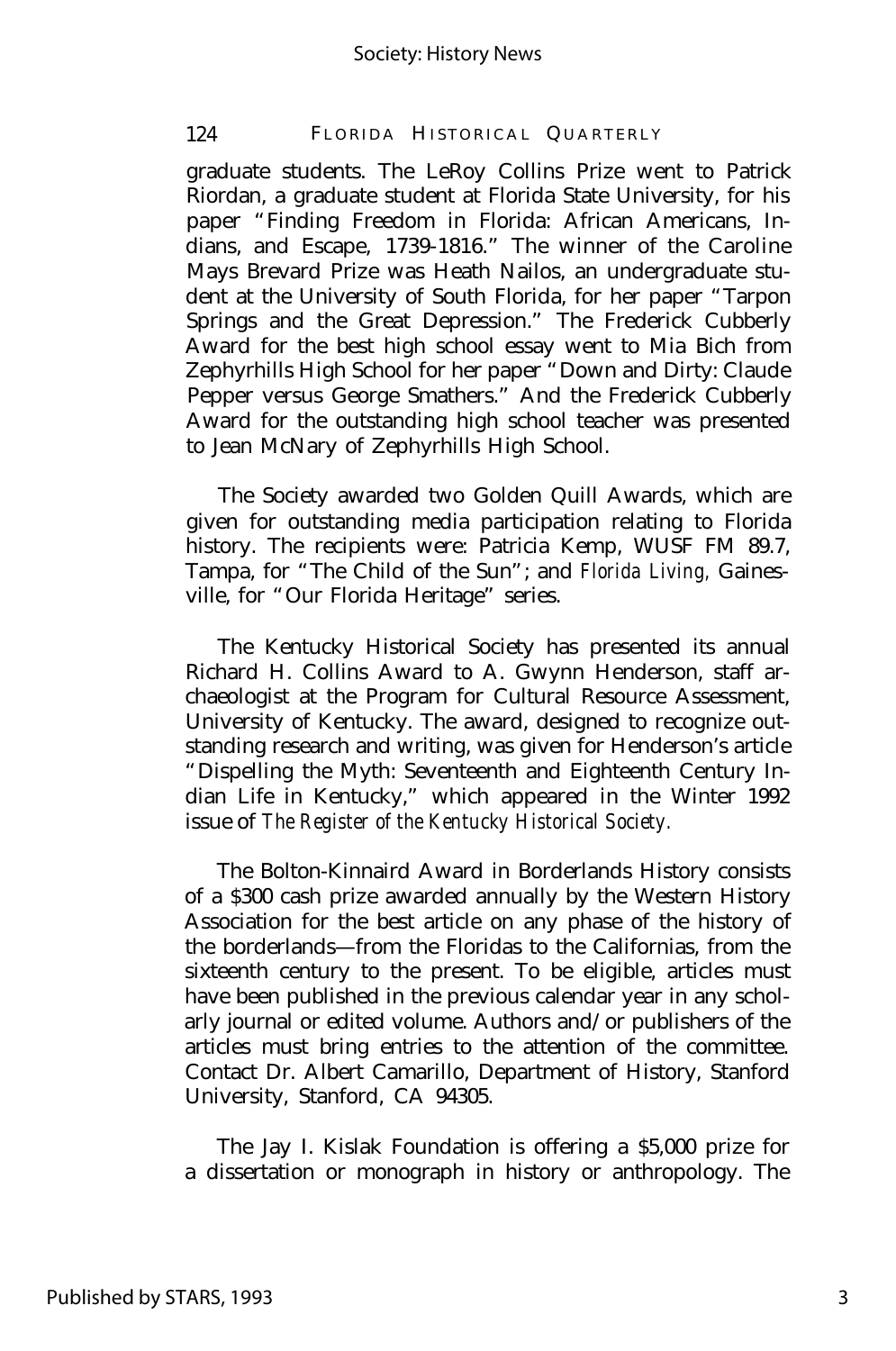graduate students. The LeRoy Collins Prize went to Patrick Riordan, a graduate student at Florida State University, for his paper "Finding Freedom in Florida: African Americans, Indians, and Escape, 1739-1816." The winner of the Caroline Mays Brevard Prize was Heath Nailos, an undergraduate student at the University of South Florida, for her paper "Tarpon Springs and the Great Depression." The Frederick Cubberly Award for the best high school essay went to Mia Bich from Zephyrhills High School for her paper "Down and Dirty: Claude Pepper versus George Smathers." And the Frederick Cubberly Award for the outstanding high school teacher was presented to Jean McNary of Zephyrhills High School.

The Society awarded two Golden Quill Awards, which are given for outstanding media participation relating to Florida history. The recipients were: Patricia Kemp, WUSF FM 89.7, Tampa, for "The Child of the Sun"; and *Florida Living,* Gainesville, for "Our Florida Heritage" series.

The Kentucky Historical Society has presented its annual Richard H. Collins Award to A. Gwynn Henderson, staff archaeologist at the Program for Cultural Resource Assessment, University of Kentucky. The award, designed to recognize outstanding research and writing, was given for Henderson's article "Dispelling the Myth: Seventeenth and Eighteenth Century Indian Life in Kentucky," which appeared in the Winter 1992 issue of *The Register of the Kentucky Historical Society.*

The Bolton-Kinnaird Award in Borderlands History consists of a $300 cash prize awarded annually by the Western History Association for the best article on any phase of the history of the borderlands—from the Floridas to the Californias, from the sixteenth century to the present. To be eligible, articles must have been published in the previous calendar year in any scholarly journal or edited volume. Authors and/or publishers of the articles must bring entries to the attention of the committee. Contact Dr. Albert Camarillo, Department of History, Stanford University, Stanford, CA 94305.

The Jay I. Kislak Foundation is offering a $5,000 prize for a dissertation or monograph in history or anthropology. The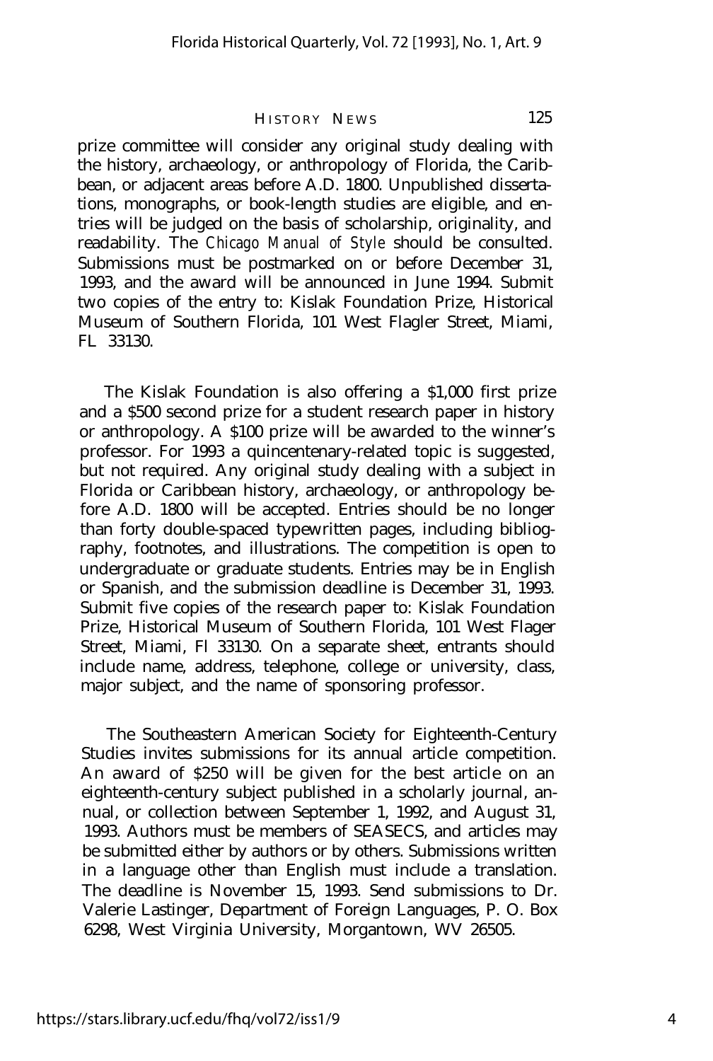prize committee will consider any original study dealing with the history, archaeology, or anthropology of Florida, the Caribbean, or adjacent areas before A.D. 1800. Unpublished dissertations, monographs, or book-length studies are eligible, and entries will be judged on the basis of scholarship, originality, and readability. The *Chicago Manual of Style* should be consulted. Submissions must be postmarked on or before December 31, 1993, and the award will be announced in June 1994. Submit two copies of the entry to: Kislak Foundation Prize, Historical Museum of Southern Florida, 101 West Flagler Street, Miami, FL 33130.

The Kislak Foundation is also offering a $1,000 first prize and a $500 second prize for a student research paper in history or anthropology. A $100 prize will be awarded to the winner's professor. For 1993 a quincentenary-related topic is suggested, but not required. Any original study dealing with a subject in Florida or Caribbean history, archaeology, or anthropology before A.D. 1800 will be accepted. Entries should be no longer than forty double-spaced typewritten pages, including bibliography, footnotes, and illustrations. The competition is open to undergraduate or graduate students. Entries may be in English or Spanish, and the submission deadline is December 31, 1993. Submit five copies of the research paper to: Kislak Foundation Prize, Historical Museum of Southern Florida, 101 West Flager Street, Miami, Fl 33130. On a separate sheet, entrants should include name, address, telephone, college or university, class, major subject, and the name of sponsoring professor.

The Southeastern American Society for Eighteenth-Century Studies invites submissions for its annual article competition. An award of $250 will be given for the best article on an eighteenth-century subject published in a scholarly journal, annual, or collection between September 1, 1992, and August 31, 1993. Authors must be members of SEASECS, and articles may be submitted either by authors or by others. Submissions written in a language other than English must include a translation. The deadline is November 15, 1993. Send submissions to Dr. Valerie Lastinger, Department of Foreign Languages, P. O. Box 6298, West Virginia University, Morgantown, WV 26505.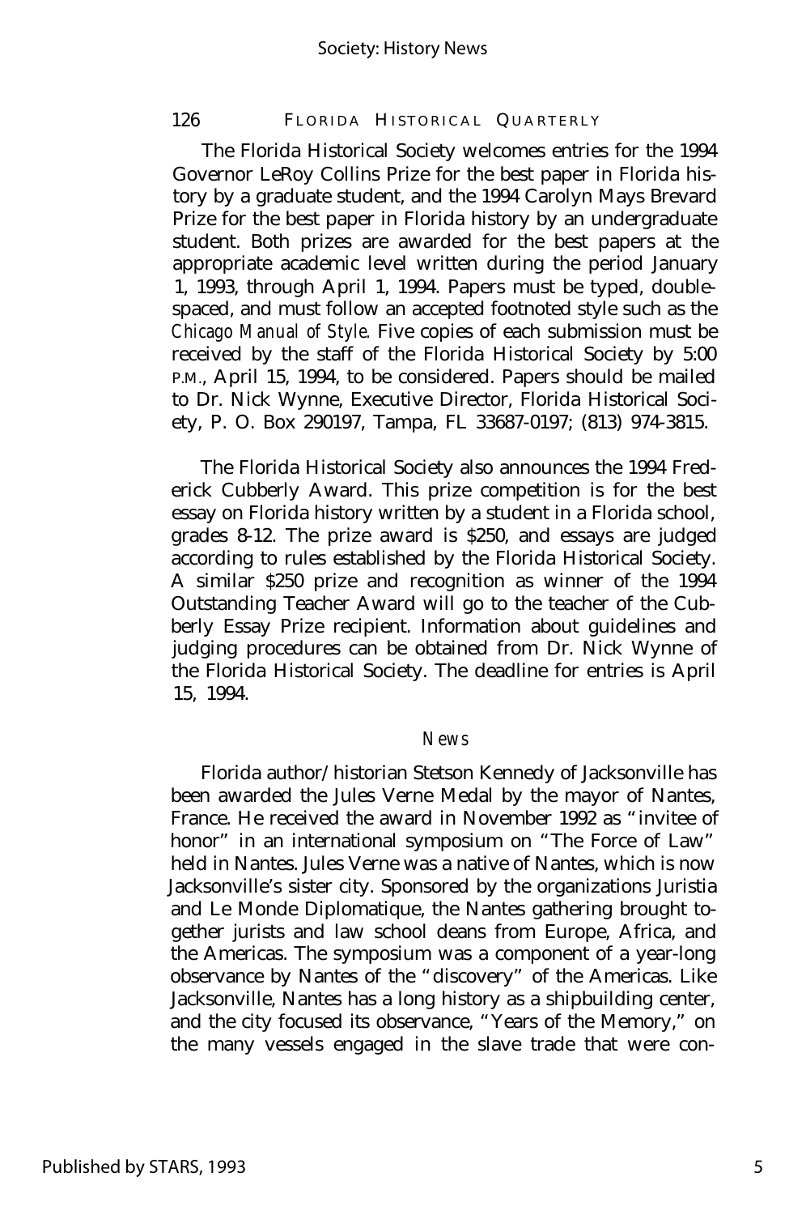The Florida Historical Society welcomes entries for the 1994 Governor LeRoy Collins Prize for the best paper in Florida history by a graduate student, and the 1994 Carolyn Mays Brevard Prize for the best paper in Florida history by an undergraduate student. Both prizes are awarded for the best papers at the appropriate academic level written during the period January 1, 1993, through April 1, 1994. Papers must be typed, double-spaced, and must follow an accepted footnoted style such as the *Chicago Manual of Style.* Five copies of each submission must be received by the staff of the Florida Historical Society by 5:00 P.M., April 15, 1994, to be considered. Papers should be mailed to Dr. Nick Wynne, Executive Director, Florida Historical Society, P. O. Box 290197, Tampa, FL 33687-0197; (813) 974-3815.

The Florida Historical Society also announces the 1994 Frederick Cubberly Award. This prize competition is for the best essay on Florida history written by a student in a Florida school, grades 8-12. The prize award is $250, and essays are judged according to rules established by the Florida Historical Society. A similar $250 prize and recognition as winner of the 1994 Outstanding Teacher Award will go to the teacher of the Cubberly Essay Prize recipient. Information about guidelines and judging procedures can be obtained from Dr. Nick Wynne of the Florida Historical Society. The deadline for entries is April 15, 1994.

## *News*

Florida author/historian Stetson Kennedy of Jacksonville has been awarded the Jules Verne Medal by the mayor of Nantes, France. He received the award in November 1992 as "invitee of honor" in an international symposium on "The Force of Law" held in Nantes. Jules Verne was a native of Nantes, which is now Jacksonville's sister city. Sponsored by the organizations Juristia and Le Monde Diplomatique, the Nantes gathering brought together jurists and law school deans from Europe, Africa, and the Americas. The symposium was a component of a year-long observance by Nantes of the "discovery" of the Americas. Like Jacksonville, Nantes has a long history as a shipbuilding center, and the city focused its observance, "Years of the Memory," on the many vessels engaged in the slave trade that were con-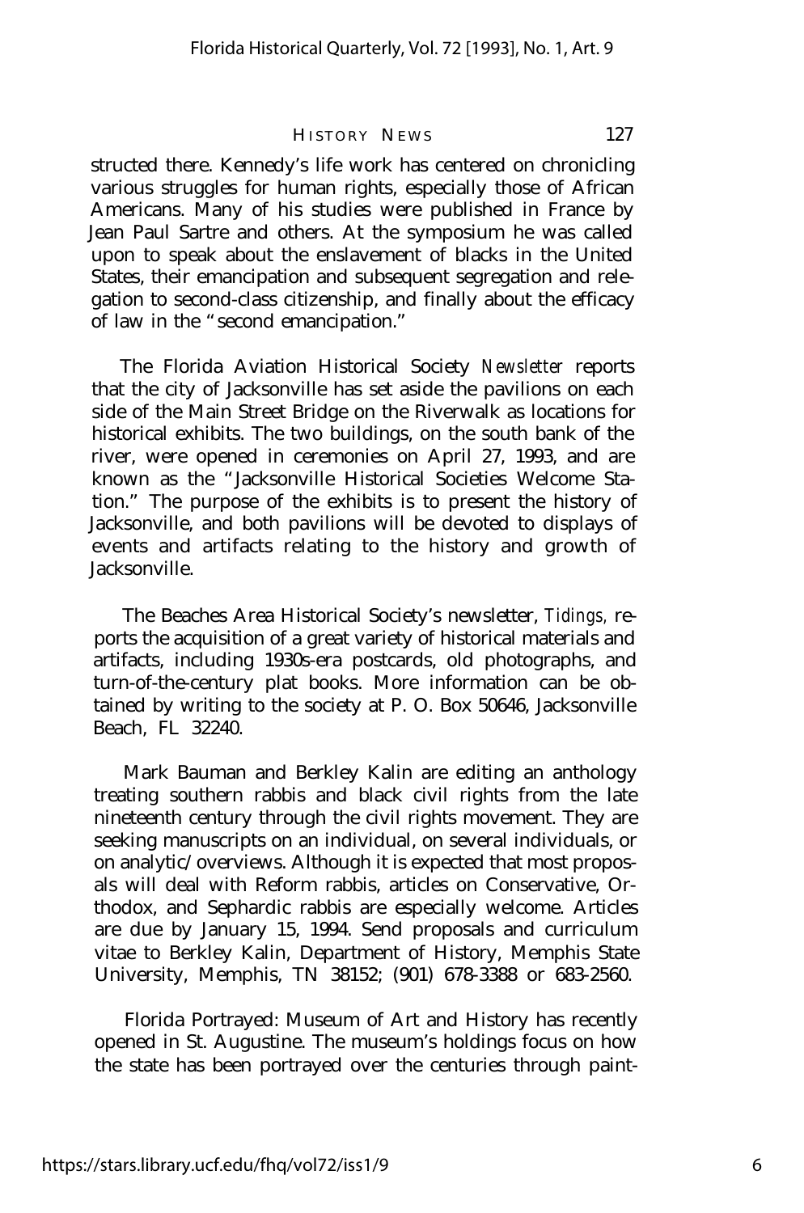structed there. Kennedy's life work has centered on chronicling various struggles for human rights, especially those of African Americans. Many of his studies were published in France by Jean Paul Sartre and others. At the symposium he was called upon to speak about the enslavement of blacks in the United States, their emancipation and subsequent segregation and relegation to second-class citizenship, and finally about the efficacy of law in the "second emancipation."

The Florida Aviation Historical Society *Newsletter* reports that the city of Jacksonville has set aside the pavilions on each side of the Main Street Bridge on the Riverwalk as locations for historical exhibits. The two buildings, on the south bank of the river, were opened in ceremonies on April 27, 1993, and are known as the "Jacksonville Historical Societies Welcome Station." The purpose of the exhibits is to present the history of Jacksonville, and both pavilions will be devoted to displays of events and artifacts relating to the history and growth of Jacksonville.

The Beaches Area Historical Society's newsletter, *Tidings,* reports the acquisition of a great variety of historical materials and artifacts, including 1930s-era postcards, old photographs, and turn-of-the-century plat books. More information can be obtained by writing to the society at P. O. Box 50646, Jacksonville Beach, FL 32240.

Mark Bauman and Berkley Kalin are editing an anthology treating southern rabbis and black civil rights from the late nineteenth century through the civil rights movement. They are seeking manuscripts on an individual, on several individuals, or on analytic/overviews. Although it is expected that most proposals will deal with Reform rabbis, articles on Conservative, Orthodox, and Sephardic rabbis are especially welcome. Articles are due by January 15, 1994. Send proposals and curriculum vitae to Berkley Kalin, Department of History, Memphis State University, Memphis, TN 38152; (901) 678-3388 or 683-2560.

Florida Portrayed: Museum of Art and History has recently opened in St. Augustine. The museum's holdings focus on how the state has been portrayed over the centuries through paint-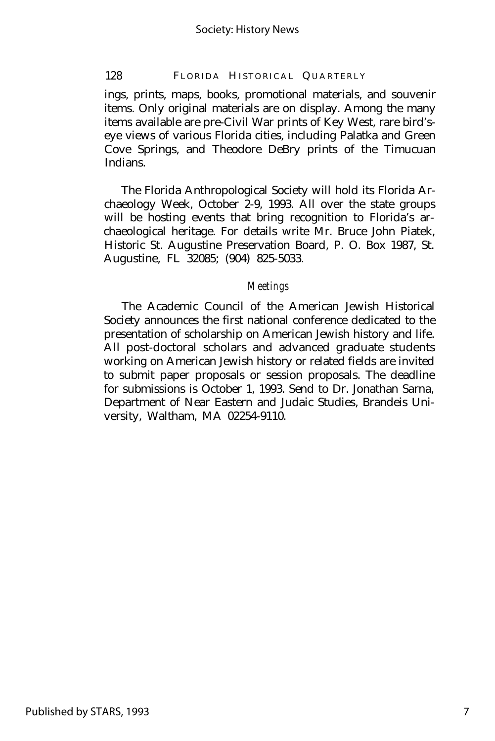ings, prints, maps, books, promotional materials, and souvenir items. Only original materials are on display. Among the many items available are pre-Civil War prints of Key West, rare bird's-eye views of various Florida cities, including Palatka and Green Cove Springs, and Theodore DeBry prints of the Timucuan Indians.

The Florida Anthropological Society will hold its Florida Archaeology Week, October 2-9, 1993. All over the state groups will be hosting events that bring recognition to Florida's archaeological heritage. For details write Mr. Bruce John Piatek, Historic St. Augustine Preservation Board, P. O. Box 1987, St. Augustine, FL 32085; (904) 825-5033.

### *Meetings*

The Academic Council of the American Jewish Historical Society announces the first national conference dedicated to the presentation of scholarship on American Jewish history and life. All post-doctoral scholars and advanced graduate students working on American Jewish history or related fields are invited to submit paper proposals or session proposals. The deadline for submissions is October 1, 1993. Send to Dr. Jonathan Sarna, Department of Near Eastern and Judaic Studies, Brandeis University, Waltham, MA 02254-9110.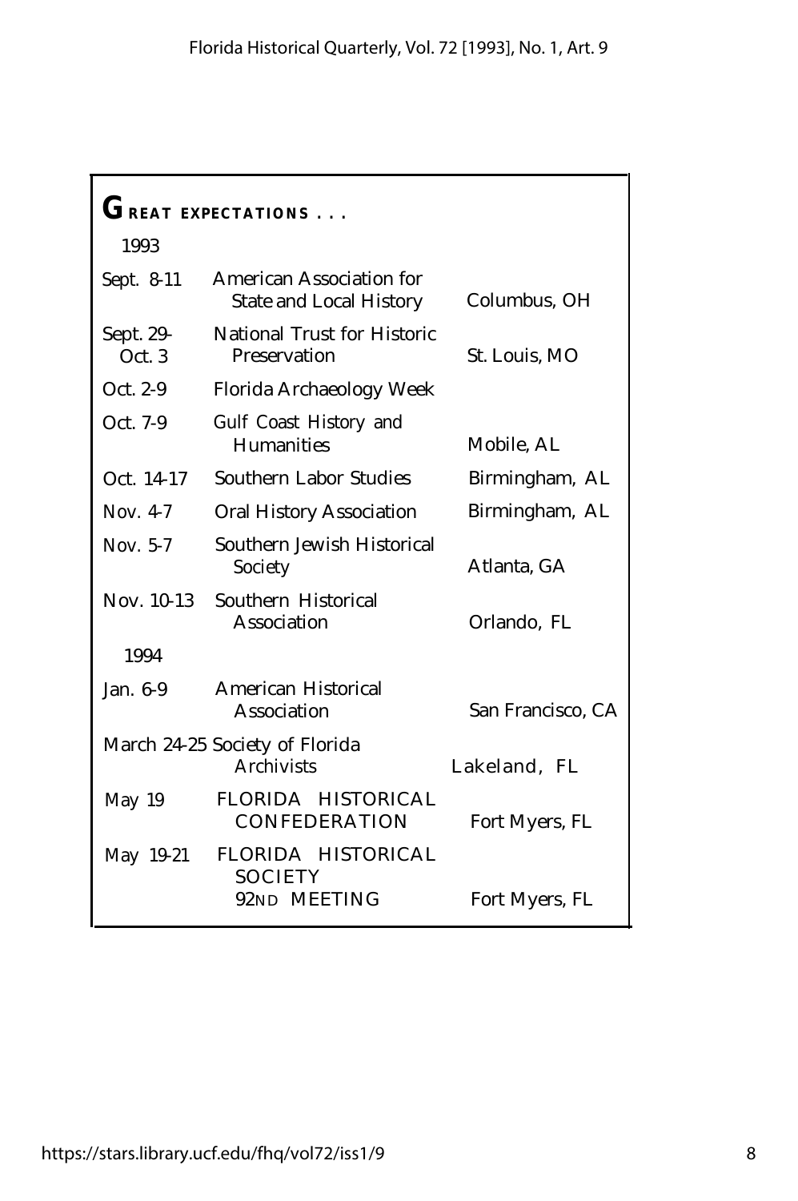## GREAT EXPECTATIONS . . .

| | | |
|---|---|---|
| **1993** | | |
| Sept. 8-11 | American Association for State and Local History | Columbus, OH |
| Sept. 29-Oct. 3 | National Trust for Historic Preservation | St. Louis, MO |
| Oct. 2-9 | Florida Archaeology Week | |
| Oct. 7-9 | Gulf Coast History and Humanities | Mobile, AL |
| Oct. 14-17 | Southern Labor Studies | Birmingham, AL |
| Nov. 4-7 | Oral History Association | Birmingham, AL |
| Nov. 5-7 | Southern Jewish Historical Society | Atlanta, GA |
| Nov. 10-13 | Southern Historical Association | Orlando, FL |
| **1994** | | |
| Jan. 6-9 | American Historical Association | San Francisco, CA |
| March 24-25 | Society of Florida Archivists | Lakeland, FL |
| May 19 | FLORIDA HISTORICAL CONFEDERATION | Fort Myers, FL |
| May 19-21 | FLORIDA HISTORICAL SOCIETY 92ND MEETING | Fort Myers, FL |